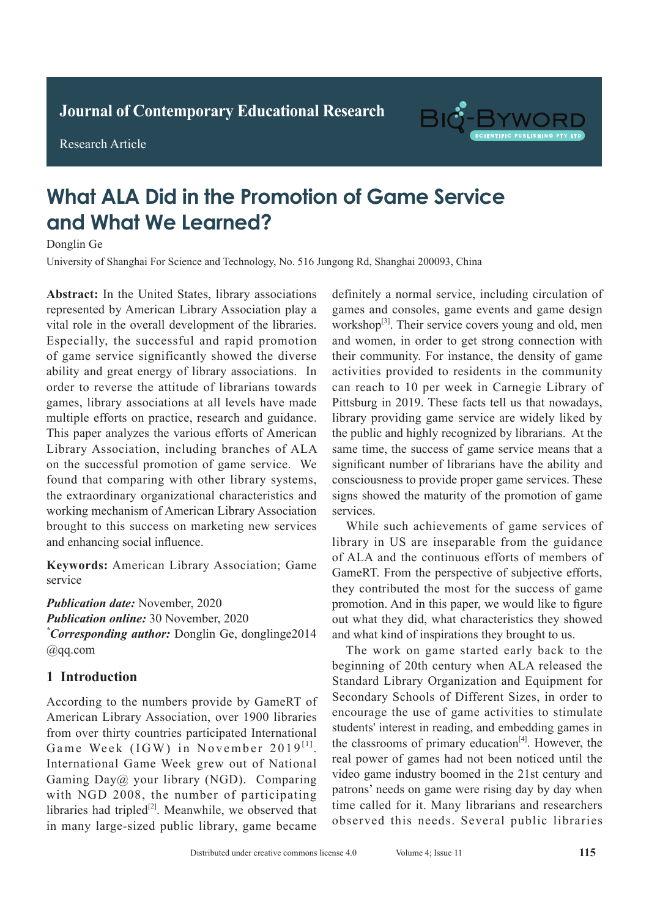Journal of Contemporary Educational Research

Research Article

# What ALA Did in the Promotion of Game Service and What We Learned?

Donglin Ge

University of Shanghai For Science and Technology, No. 516 Jungong Rd, Shanghai 200093, China

**Abstract:** In the United States, library associations represented by American Library Association play a vital role in the overall development of the libraries. Especially, the successful and rapid promotion of game service significantly showed the diverse ability and great energy of library associations. In order to reverse the attitude of librarians towards games, library associations at all levels have made multiple efforts on practice, research and guidance. This paper analyzes the various efforts of American Library Association, including branches of ALA on the successful promotion of game service. We found that comparing with other library systems, the extraordinary organizational characteristics and working mechanism of American Library Association brought to this success on marketing new services and enhancing social influence.

**Keywords:** American Library Association; Game service

***Publication date:*** November, 2020
***Publication online:*** 30 November, 2020
***Corresponding author:*** Donglin Ge, donglinge2014@qq.com

## 1 Introduction

According to the numbers provide by GameRT of American Library Association, over 1900 libraries from over thirty countries participated International Game Week (IGW) in November 2019[1]. International Game Week grew out of National Gaming Day@ your library (NGD). Comparing with NGD 2008, the number of participating libraries had tripled[2]. Meanwhile, we observed that in many large-sized public library, game became definitely a normal service, including circulation of games and consoles, game events and game design workshop[3]. Their service covers young and old, men and women, in order to get strong connection with their community. For instance, the density of game activities provided to residents in the community can reach to 10 per week in Carnegie Library of Pittsburg in 2019. These facts tell us that nowadays, library providing game service are widely liked by the public and highly recognized by librarians. At the same time, the success of game service means that a significant number of librarians have the ability and consciousness to provide proper game services. These signs showed the maturity of the promotion of game services.

While such achievements of game services of library in US are inseparable from the guidance of ALA and the continuous efforts of members of GameRT. From the perspective of subjective efforts, they contributed the most for the success of game promotion. And in this paper, we would like to figure out what they did, what characteristics they showed and what kind of inspirations they brought to us.

The work on game started early back to the beginning of 20th century when ALA released the Standard Library Organization and Equipment for Secondary Schools of Different Sizes, in order to encourage the use of game activities to stimulate students' interest in reading, and embedding games in the classrooms of primary education[4]. However, the real power of games had not been noticed until the video game industry boomed in the 21st century and patrons' needs on game were rising day by day when time called for it. Many librarians and researchers observed this needs. Several public libraries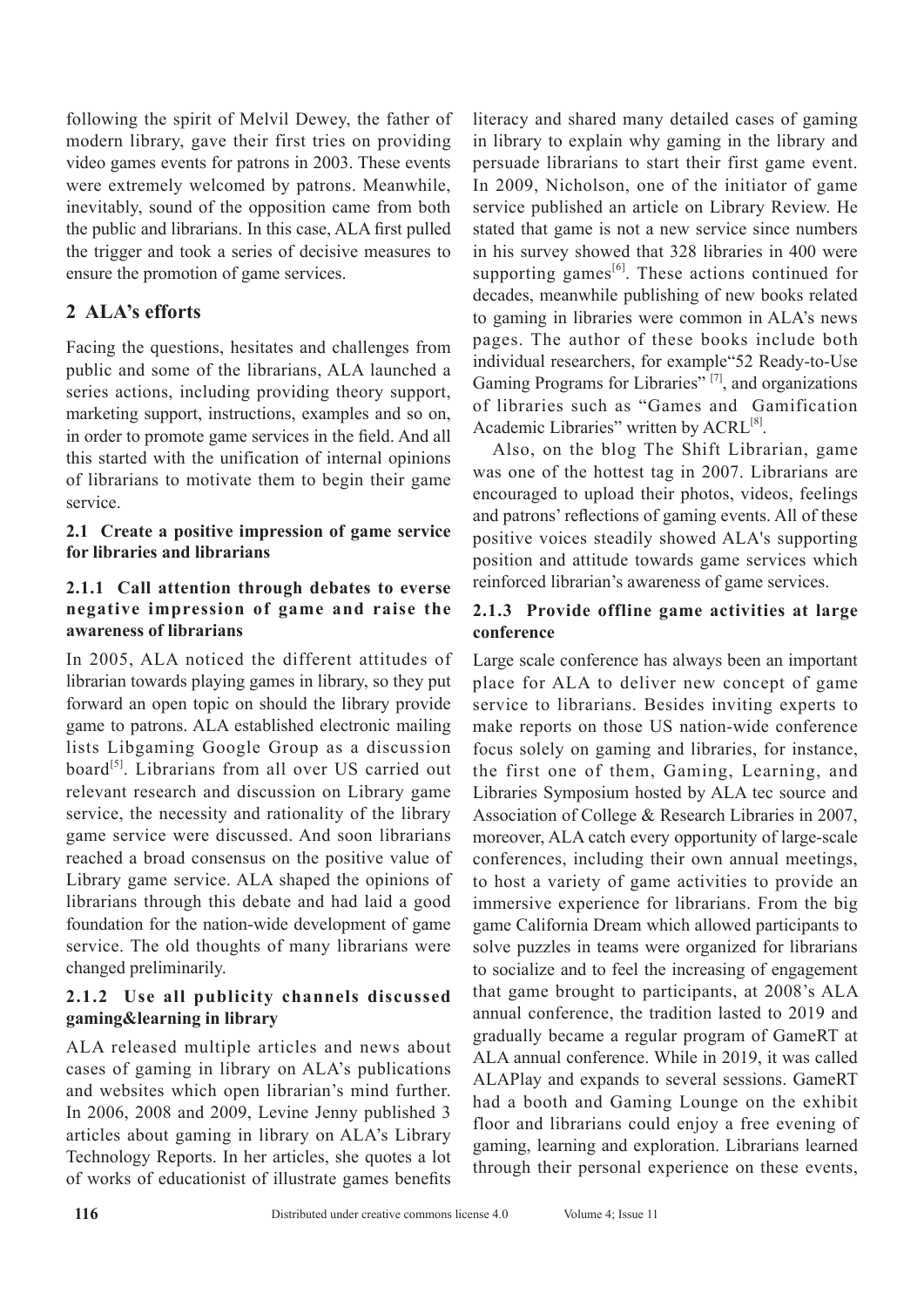following the spirit of Melvil Dewey, the father of modern library, gave their first tries on providing video games events for patrons in 2003. These events were extremely welcomed by patrons. Meanwhile, inevitably, sound of the opposition came from both the public and librarians. In this case, ALA first pulled the trigger and took a series of decisive measures to ensure the promotion of game services.

## 2 ALA's efforts

Facing the questions, hesitates and challenges from public and some of the librarians, ALA launched a series actions, including providing theory support, marketing support, instructions, examples and so on, in order to promote game services in the field. And all this started with the unification of internal opinions of librarians to motivate them to begin their game service.

### 2.1 Create a positive impression of game service for libraries and librarians

#### 2.1.1 Call attention through debates to everse negative impression of game and raise the awareness of librarians

In 2005, ALA noticed the different attitudes of librarian towards playing games in library, so they put forward an open topic on should the library provide game to patrons. ALA established electronic mailing lists Libgaming Google Group as a discussion board[5]. Librarians from all over US carried out relevant research and discussion on Library game service, the necessity and rationality of the library game service were discussed. And soon librarians reached a broad consensus on the positive value of Library game service. ALA shaped the opinions of librarians through this debate and had laid a good foundation for the nation-wide development of game service. The old thoughts of many librarians were changed preliminarily.

#### 2.1.2 Use all publicity channels discussed gaming&learning in library

ALA released multiple articles and news about cases of gaming in library on ALA's publications and websites which open librarian's mind further. In 2006, 2008 and 2009, Levine Jenny published 3 articles about gaming in library on ALA's Library Technology Reports. In her articles, she quotes a lot of works of educationist of illustrate games benefits literacy and shared many detailed cases of gaming in library to explain why gaming in the library and persuade librarians to start their first game event. In 2009, Nicholson, one of the initiator of game service published an article on Library Review. He stated that game is not a new service since numbers in his survey showed that 328 libraries in 400 were supporting games[6]. These actions continued for decades, meanwhile publishing of new books related to gaming in libraries were common in ALA's news pages. The author of these books include both individual researchers, for example"52 Ready-to-Use Gaming Programs for Libraries" [7], and organizations of libraries such as "Games and Gamification Academic Libraries" written by ACRL[8].

Also, on the blog The Shift Librarian, game was one of the hottest tag in 2007. Librarians are encouraged to upload their photos, videos, feelings and patrons' reflections of gaming events. All of these positive voices steadily showed ALA's supporting position and attitude towards game services which reinforced librarian's awareness of game services.

#### 2.1.3 Provide offline game activities at large conference

Large scale conference has always been an important place for ALA to deliver new concept of game service to librarians. Besides inviting experts to make reports on those US nation-wide conference focus solely on gaming and libraries, for instance, the first one of them, Gaming, Learning, and Libraries Symposium hosted by ALA tec source and Association of College & Research Libraries in 2007, moreover, ALA catch every opportunity of large-scale conferences, including their own annual meetings, to host a variety of game activities to provide an immersive experience for librarians. From the big game California Dream which allowed participants to solve puzzles in teams were organized for librarians to socialize and to feel the increasing of engagement that game brought to participants, at 2008's ALA annual conference, the tradition lasted to 2019 and gradually became a regular program of GameRT at ALA annual conference. While in 2019, it was called ALAPlay and expands to several sessions. GameRT had a booth and Gaming Lounge on the exhibit floor and librarians could enjoy a free evening of gaming, learning and exploration. Librarians learned through their personal experience on these events,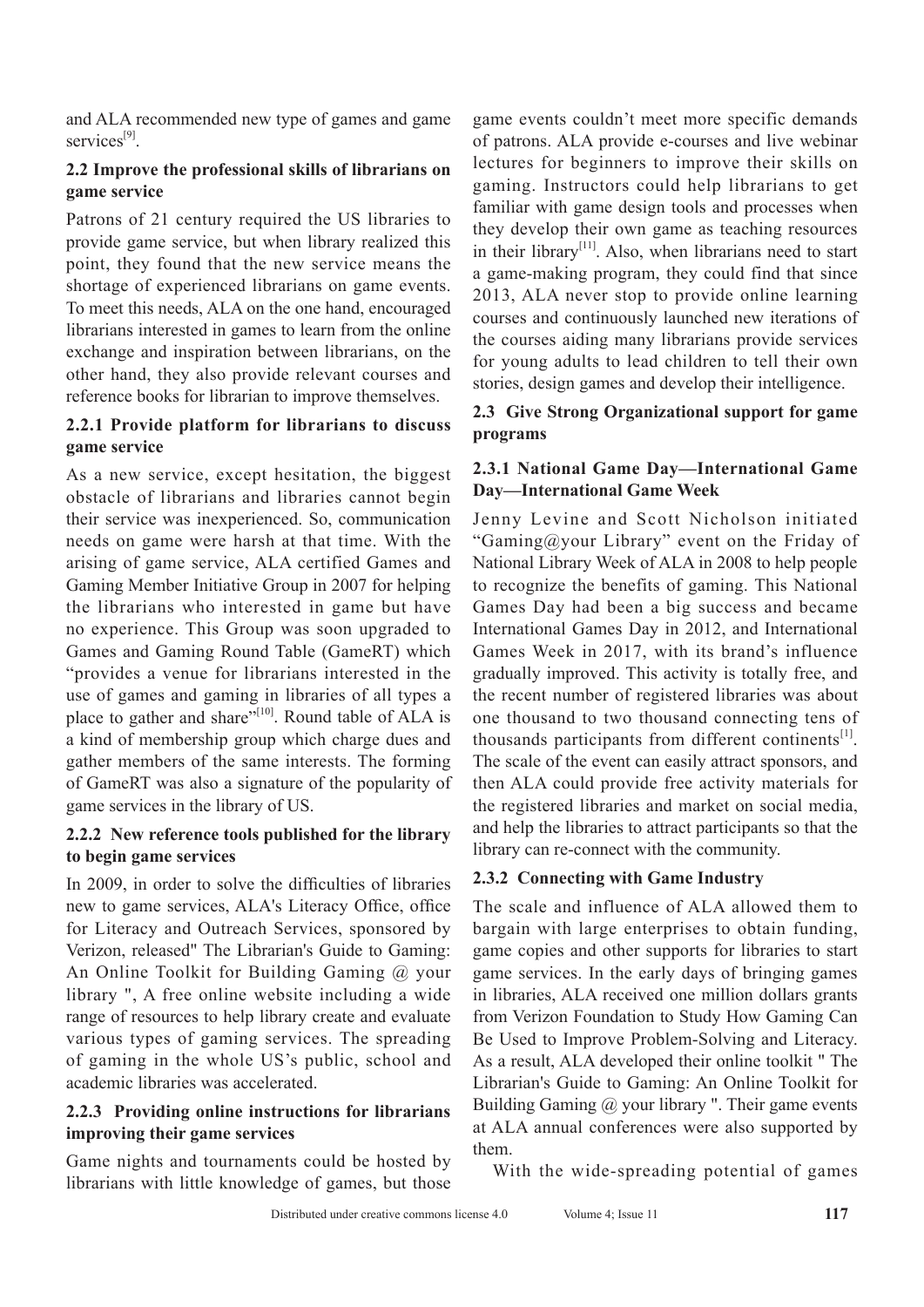and ALA recommended new type of games and game services[9].

### 2.2 Improve the professional skills of librarians on game service

Patrons of 21 century required the US libraries to provide game service, but when library realized this point, they found that the new service means the shortage of experienced librarians on game events. To meet this needs, ALA on the one hand, encouraged librarians interested in games to learn from the online exchange and inspiration between librarians, on the other hand, they also provide relevant courses and reference books for librarian to improve themselves.

#### 2.2.1 Provide platform for librarians to discuss game service

As a new service, except hesitation, the biggest obstacle of librarians and libraries cannot begin their service was inexperienced. So, communication needs on game were harsh at that time. With the arising of game service, ALA certified Games and Gaming Member Initiative Group in 2007 for helping the librarians who interested in game but have no experience. This Group was soon upgraded to Games and Gaming Round Table (GameRT) which "provides a venue for librarians interested in the use of games and gaming in libraries of all types a place to gather and share"[10]. Round table of ALA is a kind of membership group which charge dues and gather members of the same interests. The forming of GameRT was also a signature of the popularity of game services in the library of US.

#### 2.2.2 New reference tools published for the library to begin game services

In 2009, in order to solve the difficulties of libraries new to game services, ALA's Literacy Office, office for Literacy and Outreach Services, sponsored by Verizon, released" The Librarian's Guide to Gaming: An Online Toolkit for Building Gaming @ your library ", A free online website including a wide range of resources to help library create and evaluate various types of gaming services. The spreading of gaming in the whole US's public, school and academic libraries was accelerated.

#### 2.2.3 Providing online instructions for librarians improving their game services

Game nights and tournaments could be hosted by librarians with little knowledge of games, but those game events couldn't meet more specific demands of patrons. ALA provide e-courses and live webinar lectures for beginners to improve their skills on gaming. Instructors could help librarians to get familiar with game design tools and processes when they develop their own game as teaching resources in their library[11]. Also, when librarians need to start a game-making program, they could find that since 2013, ALA never stop to provide online learning courses and continuously launched new iterations of the courses aiding many librarians provide services for young adults to lead children to tell their own stories, design games and develop their intelligence.

### 2.3 Give Strong Organizational support for game programs

#### 2.3.1 National Game Day—International Game Day—International Game Week

Jenny Levine and Scott Nicholson initiated "Gaming@your Library" event on the Friday of National Library Week of ALA in 2008 to help people to recognize the benefits of gaming. This National Games Day had been a big success and became International Games Day in 2012, and International Games Week in 2017, with its brand's influence gradually improved. This activity is totally free, and the recent number of registered libraries was about one thousand to two thousand connecting tens of thousands participants from different continents[1]. The scale of the event can easily attract sponsors, and then ALA could provide free activity materials for the registered libraries and market on social media, and help the libraries to attract participants so that the library can re-connect with the community.

#### 2.3.2 Connecting with Game Industry

The scale and influence of ALA allowed them to bargain with large enterprises to obtain funding, game copies and other supports for libraries to start game services. In the early days of bringing games in libraries, ALA received one million dollars grants from Verizon Foundation to Study How Gaming Can Be Used to Improve Problem-Solving and Literacy. As a result, ALA developed their online toolkit " The Librarian's Guide to Gaming: An Online Toolkit for Building Gaming @ your library ". Their game events at ALA annual conferences were also supported by them.

With the wide-spreading potential of games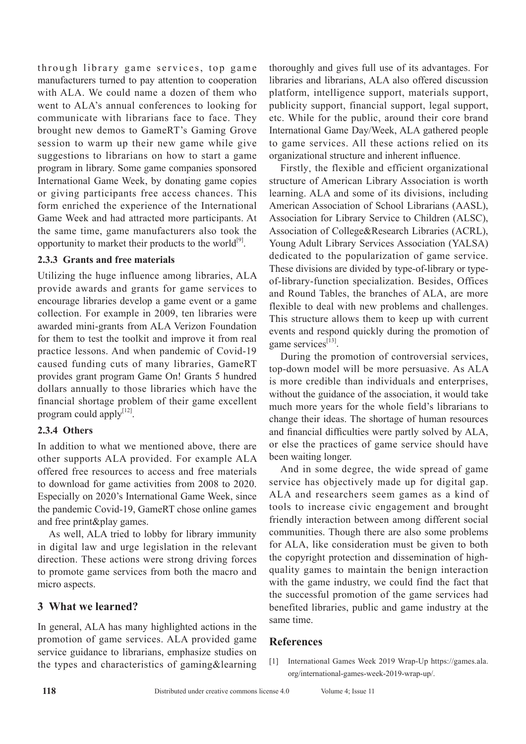through library game services, top game manufacturers turned to pay attention to cooperation with ALA. We could name a dozen of them who went to ALA's annual conferences to looking for communicate with librarians face to face. They brought new demos to GameRT's Gaming Grove session to warm up their new game while give suggestions to librarians on how to start a game program in library. Some game companies sponsored International Game Week, by donating game copies or giving participants free access chances. This form enriched the experience of the International Game Week and had attracted more participants. At the same time, game manufacturers also took the opportunity to market their products to the world[9].

### 2.3.3 Grants and free materials

Utilizing the huge influence among libraries, ALA provide awards and grants for game services to encourage libraries develop a game event or a game collection. For example in 2009, ten libraries were awarded mini-grants from ALA Verizon Foundation for them to test the toolkit and improve it from real practice lessons. And when pandemic of Covid-19 caused funding cuts of many libraries, GameRT provides grant program Game On! Grants 5 hundred dollars annually to those libraries which have the financial shortage problem of their game excellent program could apply[12].

### 2.3.4 Others

In addition to what we mentioned above, there are other supports ALA provided. For example ALA offered free resources to access and free materials to download for game activities from 2008 to 2020. Especially on 2020's International Game Week, since the pandemic Covid-19, GameRT chose online games and free print&play games.

As well, ALA tried to lobby for library immunity in digital law and urge legislation in the relevant direction. These actions were strong driving forces to promote game services from both the macro and micro aspects.

## 3 What we learned?

In general, ALA has many highlighted actions in the promotion of game services. ALA provided game service guidance to librarians, emphasize studies on the types and characteristics of gaming&learning thoroughly and gives full use of its advantages. For libraries and librarians, ALA also offered discussion platform, intelligence support, materials support, publicity support, financial support, legal support, etc. While for the public, around their core brand International Game Day/Week, ALA gathered people to game services. All these actions relied on its organizational structure and inherent influence.

Firstly, the flexible and efficient organizational structure of American Library Association is worth learning. ALA and some of its divisions, including American Association of School Librarians (AASL), Association for Library Service to Children (ALSC), Association of College&Research Libraries (ACRL), Young Adult Library Services Association (YALSA) dedicated to the popularization of game service. These divisions are divided by type-of-library or type-of-library-function specialization. Besides, Offices and Round Tables, the branches of ALA, are more flexible to deal with new problems and challenges. This structure allows them to keep up with current events and respond quickly during the promotion of game services[13].

During the promotion of controversial services, top-down model will be more persuasive. As ALA is more credible than individuals and enterprises, without the guidance of the association, it would take much more years for the whole field's librarians to change their ideas. The shortage of human resources and financial difficulties were partly solved by ALA, or else the practices of game service should have been waiting longer.

And in some degree, the wide spread of game service has objectively made up for digital gap. ALA and researchers seem games as a kind of tools to increase civic engagement and brought friendly interaction between among different social communities. Though there are also some problems for ALA, like consideration must be given to both the copyright protection and dissemination of high-quality games to maintain the benign interaction with the game industry, we could find the fact that the successful promotion of the game services had benefited libraries, public and game industry at the same time.

## References

[1] International Games Week 2019 Wrap-Up https://games.ala.org/international-games-week-2019-wrap-up/.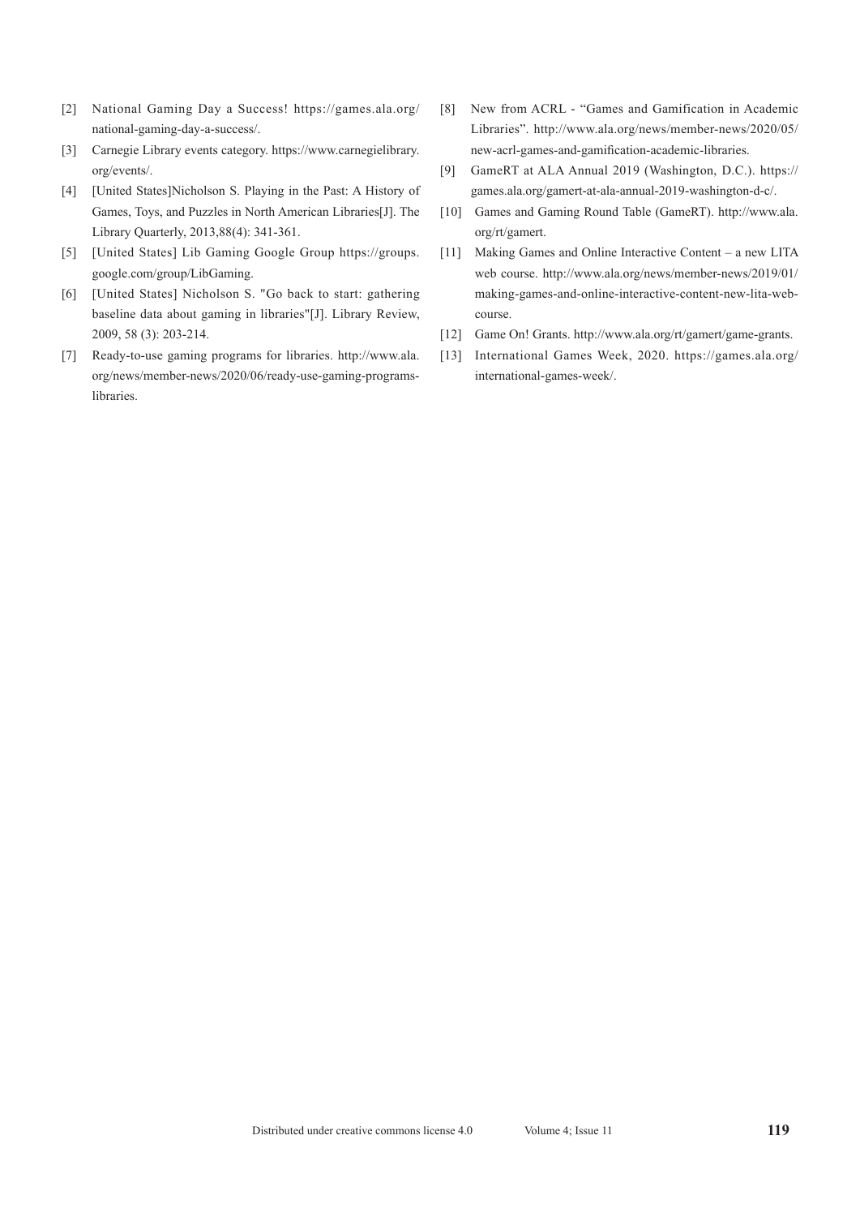[2] National Gaming Day a Success! https://games.ala.org/national-gaming-day-a-success/.

[3] Carnegie Library events category. https://www.carnegielibrary.org/events/.

[4] [United States]Nicholson S. Playing in the Past: A History of Games, Toys, and Puzzles in North American Libraries[J]. The Library Quarterly, 2013,88(4): 341-361.

[5] [United States] Lib Gaming Google Group https://groups.google.com/group/LibGaming.

[6] [United States] Nicholson S. "Go back to start: gathering baseline data about gaming in libraries"[J]. Library Review, 2009, 58 (3): 203-214.

[7] Ready-to-use gaming programs for libraries. http://www.ala.org/news/member-news/2020/06/ready-use-gaming-programs-libraries.

[8] New from ACRL - "Games and Gamification in Academic Libraries". http://www.ala.org/news/member-news/2020/05/new-acrl-games-and-gamification-academic-libraries.

[9] GameRT at ALA Annual 2019 (Washington, D.C.). https://games.ala.org/gamert-at-ala-annual-2019-washington-d-c/.

[10] Games and Gaming Round Table (GameRT). http://www.ala.org/rt/gamert.

[11] Making Games and Online Interactive Content – a new LITA web course. http://www.ala.org/news/member-news/2019/01/making-games-and-online-interactive-content-new-lita-web-course.

[12] Game On! Grants. http://www.ala.org/rt/gamert/game-grants.

[13] International Games Week, 2020. https://games.ala.org/international-games-week/.